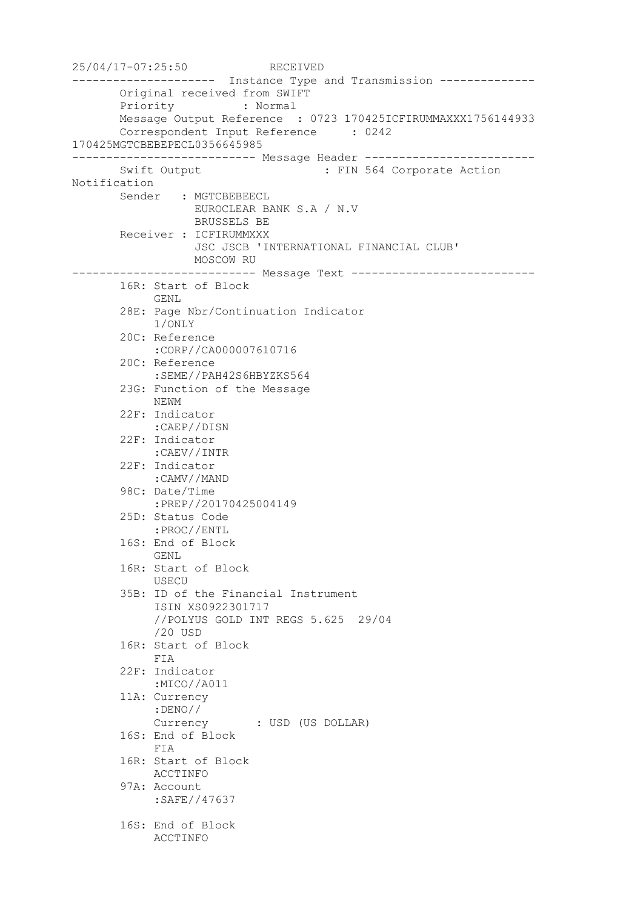```
25/04/17-07:25:50            RECEIVED
---------------------  Instance Type and Transmission --------------
       Original received from SWIFT
       Priority          : Normal
       Message Output Reference  : 0723 170425ICFIRUMMAXXX1756144933
       Correspondent Input Reference     : 0242
170425MGTCBEBEPECL0356645985
--------------------------- Message Header -------------------------
       Swift Output                  : FIN 564 Corporate Action
Notification
       Sender   : MGTCBEBEECL
                  EUROCLEAR BANK S.A / N.V
                  BRUSSELS BE
       Receiver : ICFIRUMMXXX
                  JSC JSCB 'INTERNATIONAL FINANCIAL CLUB'
                  MOSCOW RU
--------------------------- Message Text ---------------------------
       16R: Start of Block
            GENL
       28E: Page Nbr/Continuation Indicator
            1/ONLY
       20C: Reference
            :CORP//CA000007610716
       20C: Reference
            :SEME//PAH42S6HBYZKS564
       23G: Function of the Message
            NEWM
       22F: Indicator
            :CAEP//DISN
       22F: Indicator
            :CAEV//INTR
       22F: Indicator
            :CAMV//MAND
       98C: Date/Time
            :PREP//20170425004149
       25D: Status Code
            :PROC//ENTL
       16S: End of Block
            GENL
       16R: Start of Block
            USECU
       35B: ID of the Financial Instrument
            ISIN XS0922301717
            //POLYUS GOLD INT REGS 5.625  29/04
            /20 USD
       16R: Start of Block
            FIA
       22F: Indicator
            :MICO//A011
       11A: Currency
            :DENO//
            Currency       : USD (US DOLLAR)
       16S: End of Block
            FIA
       16R: Start of Block
            ACCTINFO
       97A: Account
            :SAFE//47637

       16S: End of Block
            ACCTINFO
```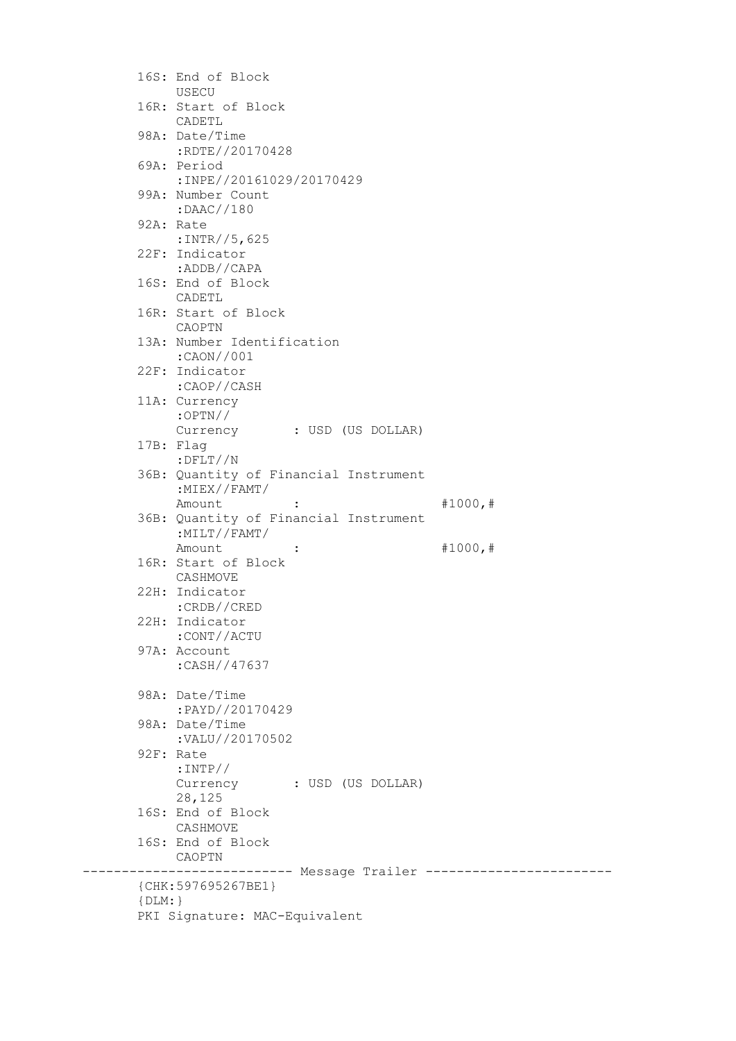```
       16S: End of Block
            USECU
       16R: Start of Block
            CADETL
       98A: Date/Time
            :RDTE//20170428
       69A: Period
            :INPE//20161029/20170429
       99A: Number Count
            :DAAC//180
       92A: Rate
            :INTR//5,625
       22F: Indicator
            :ADDB//CAPA
       16S: End of Block
            CADETL
       16R: Start of Block
            CAOPTN
       13A: Number Identification
            :CAON//001
       22F: Indicator
            :CAOP//CASH
       11A: Currency
            :OPTN//
            Currency       : USD (US DOLLAR)
       17B: Flag
            :DFLT//N
       36B: Quantity of Financial Instrument
            :MIEX//FAMT/
            Amount         :                  #1000,#
       36B: Quantity of Financial Instrument
            :MILT//FAMT/
            Amount         :                  #1000,#
       16R: Start of Block
            CASHMOVE
       22H: Indicator
            :CRDB//CRED
       22H: Indicator
            :CONT//ACTU
       97A: Account
            :CASH//47637

       98A: Date/Time
            :PAYD//20170429
       98A: Date/Time
            :VALU//20170502
       92F: Rate
            :INTP//
            Currency       : USD (US DOLLAR)
            28,125
       16S: End of Block
            CASHMOVE
       16S: End of Block
            CAOPTN
--------------------------- Message Trailer ------------------------
       {CHK:597695267BE1}
       {DLM:}
       PKI Signature: MAC-Equivalent
```